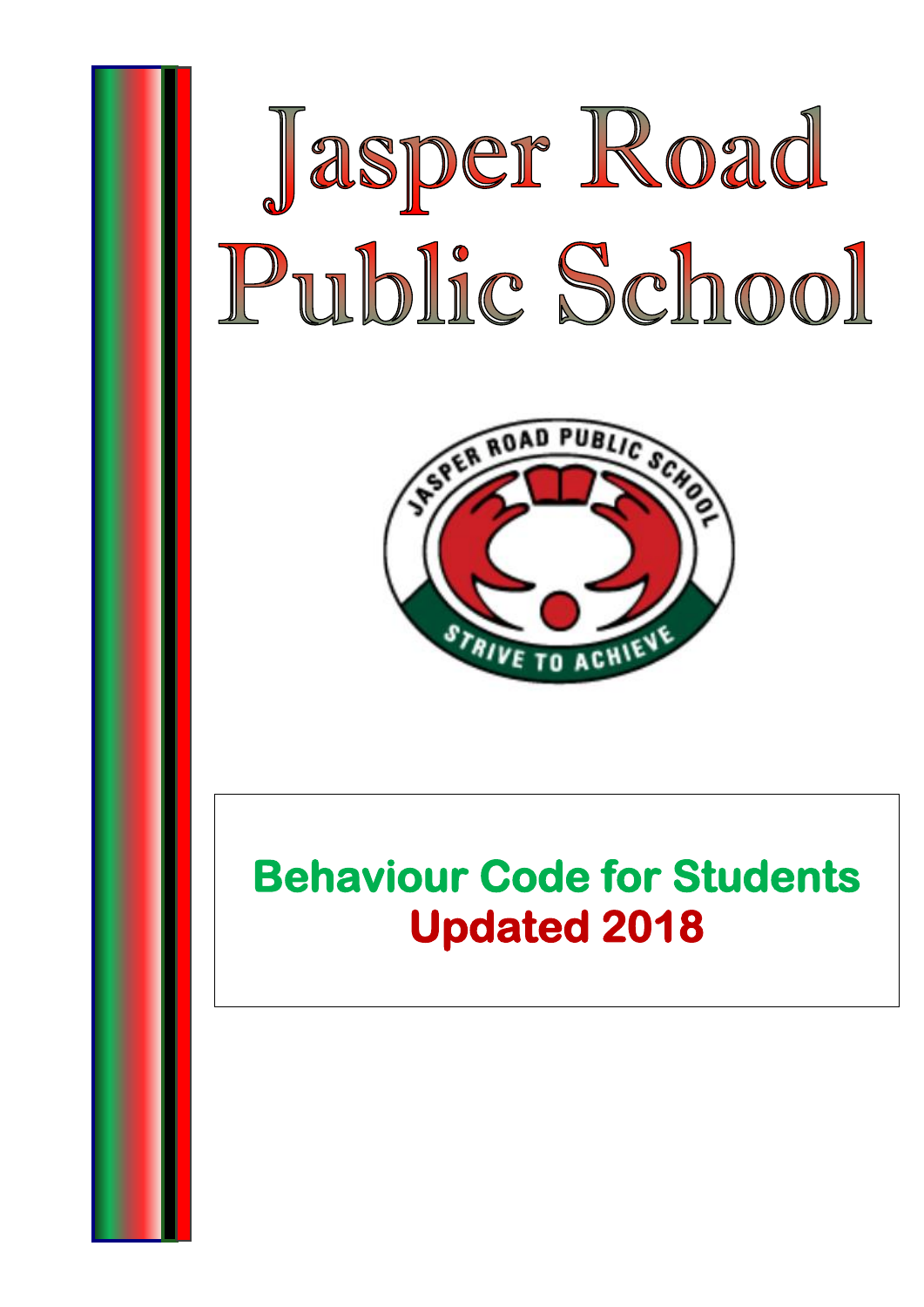# Jasper Road Public School

JASPER ROAD PUBLIC SCHOOL

STRIVE TO ACHIEVE

## Behaviour Code for Students

## Updated 2018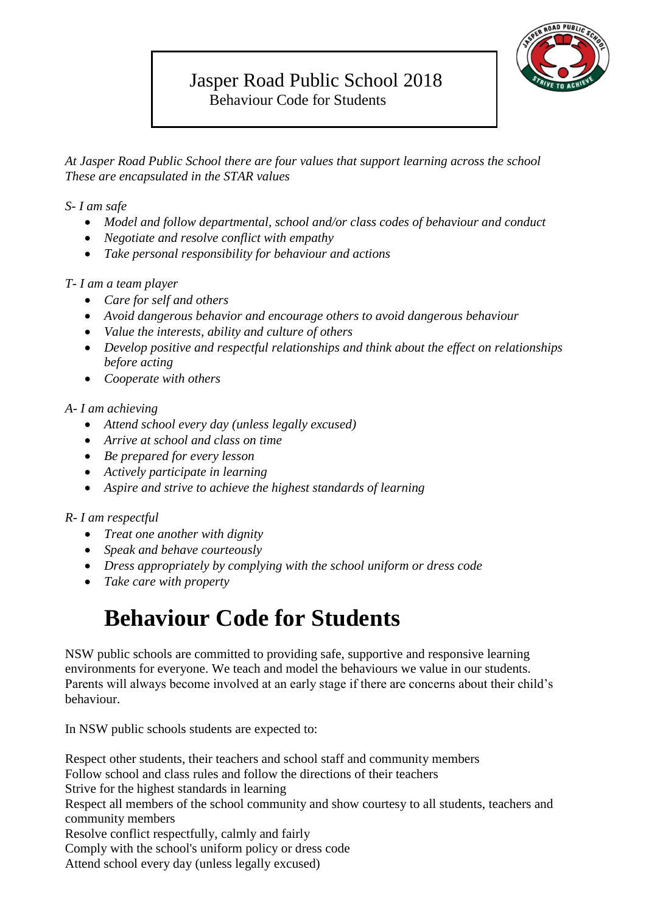# Jasper Road Public School 2018

## Behaviour Code for Students

*At Jasper Road Public School there are four values that support learning across the school These are encapsulated in the STAR values*

*S- I am safe*

- *Model and follow departmental, school and/or class codes of behaviour and conduct*
- *Negotiate and resolve conflict with empathy*
- *Take personal responsibility for behaviour and actions*

*T- I am a team player*

- *Care for self and others*
- *Avoid dangerous behavior and encourage others to avoid dangerous behaviour*
- *Value the interests, ability and culture of others*
- *Develop positive and respectful relationships and think about the effect on relationships before acting*
- *Cooperate with others*

*A- I am achieving*

- *Attend school every day (unless legally excused)*
- *Arrive at school and class on time*
- *Be prepared for every lesson*
- *Actively participate in learning*
- *Aspire and strive to achieve the highest standards of learning*

*R- I am respectful*

- *Treat one another with dignity*
- *Speak and behave courteously*
- *Dress appropriately by complying with the school uniform or dress code*
- *Take care with property*

# Behaviour Code for Students

NSW public schools are committed to providing safe, supportive and responsive learning environments for everyone. We teach and model the behaviours we value in our students. Parents will always become involved at an early stage if there are concerns about their child's behaviour.

In NSW public schools students are expected to:

Respect other students, their teachers and school staff and community members
Follow school and class rules and follow the directions of their teachers
Strive for the highest standards in learning
Respect all members of the school community and show courtesy to all students, teachers and community members
Resolve conflict respectfully, calmly and fairly
Comply with the school's uniform policy or dress code
Attend school every day (unless legally excused)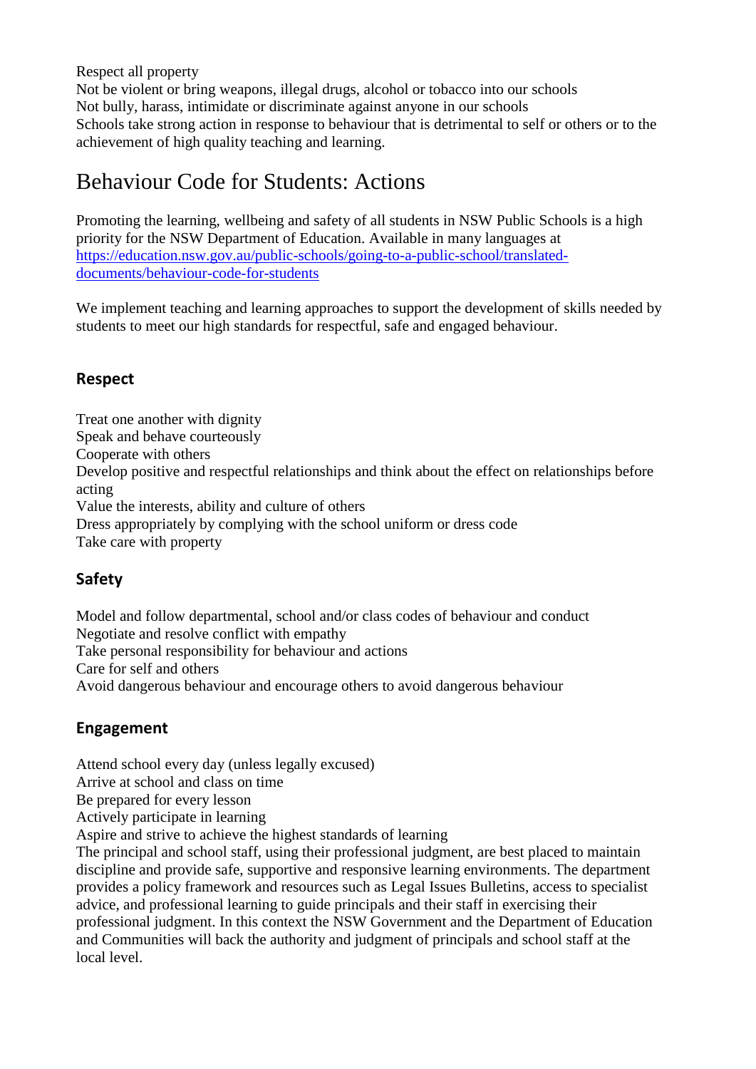Respect all property
Not be violent or bring weapons, illegal drugs, alcohol or tobacco into our schools
Not bully, harass, intimidate or discriminate against anyone in our schools
Schools take strong action in response to behaviour that is detrimental to self or others or to the achievement of high quality teaching and learning.

# Behaviour Code for Students: Actions

Promoting the learning, wellbeing and safety of all students in NSW Public Schools is a high priority for the NSW Department of Education. Available in many languages at [https://education.nsw.gov.au/public-schools/going-to-a-public-school/translated-documents/behaviour-code-for-students](https://education.nsw.gov.au/public-schools/going-to-a-public-school/translated-documents/behaviour-code-for-students)

We implement teaching and learning approaches to support the development of skills needed by students to meet our high standards for respectful, safe and engaged behaviour.

## Respect

Treat one another with dignity
Speak and behave courteously
Cooperate with others
Develop positive and respectful relationships and think about the effect on relationships before acting
Value the interests, ability and culture of others
Dress appropriately by complying with the school uniform or dress code
Take care with property

## Safety

Model and follow departmental, school and/or class codes of behaviour and conduct
Negotiate and resolve conflict with empathy
Take personal responsibility for behaviour and actions
Care for self and others
Avoid dangerous behaviour and encourage others to avoid dangerous behaviour

## Engagement

Attend school every day (unless legally excused)
Arrive at school and class on time
Be prepared for every lesson
Actively participate in learning
Aspire and strive to achieve the highest standards of learning
The principal and school staff, using their professional judgment, are best placed to maintain discipline and provide safe, supportive and responsive learning environments. The department provides a policy framework and resources such as Legal Issues Bulletins, access to specialist advice, and professional learning to guide principals and their staff in exercising their professional judgment. In this context the NSW Government and the Department of Education and Communities will back the authority and judgment of principals and school staff at the local level.